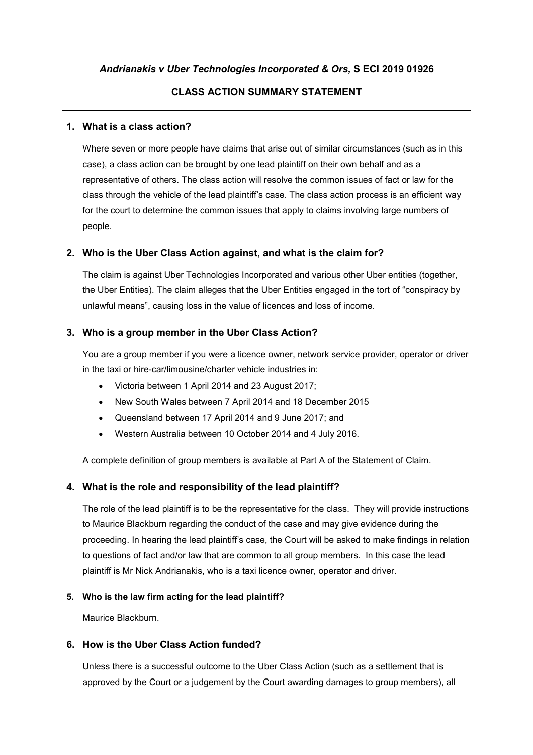*Andrianakis v Uber Technologies Incorporated & Ors,* **S ECI 2019 01926**

**CLASS ACTION SUMMARY STATEMENT**

---

## 1. What is a class action?

Where seven or more people have claims that arise out of similar circumstances (such as in this case), a class action can be brought by one lead plaintiff on their own behalf and as a representative of others. The class action will resolve the common issues of fact or law for the class through the vehicle of the lead plaintiff's case. The class action process is an efficient way for the court to determine the common issues that apply to claims involving large numbers of people.

## 2. Who is the Uber Class Action against, and what is the claim for?

The claim is against Uber Technologies Incorporated and various other Uber entities (together, the Uber Entities). The claim alleges that the Uber Entities engaged in the tort of "conspiracy by unlawful means", causing loss in the value of licences and loss of income.

## 3. Who is a group member in the Uber Class Action?

You are a group member if you were a licence owner, network service provider, operator or driver in the taxi or hire-car/limousine/charter vehicle industries in:

- Victoria between 1 April 2014 and 23 August 2017;
- New South Wales between 7 April 2014 and 18 December 2015
- Queensland between 17 April 2014 and 9 June 2017; and
- Western Australia between 10 October 2014 and 4 July 2016.

A complete definition of group members is available at Part A of the Statement of Claim.

## 4. What is the role and responsibility of the lead plaintiff?

The role of the lead plaintiff is to be the representative for the class. They will provide instructions to Maurice Blackburn regarding the conduct of the case and may give evidence during the proceeding. In hearing the lead plaintiff's case, the Court will be asked to make findings in relation to questions of fact and/or law that are common to all group members. In this case the lead plaintiff is Mr Nick Andrianakis, who is a taxi licence owner, operator and driver.

#### 5. Who is the law firm acting for the lead plaintiff?

Maurice Blackburn.

## 6. How is the Uber Class Action funded?

Unless there is a successful outcome to the Uber Class Action (such as a settlement that is approved by the Court or a judgement by the Court awarding damages to group members), all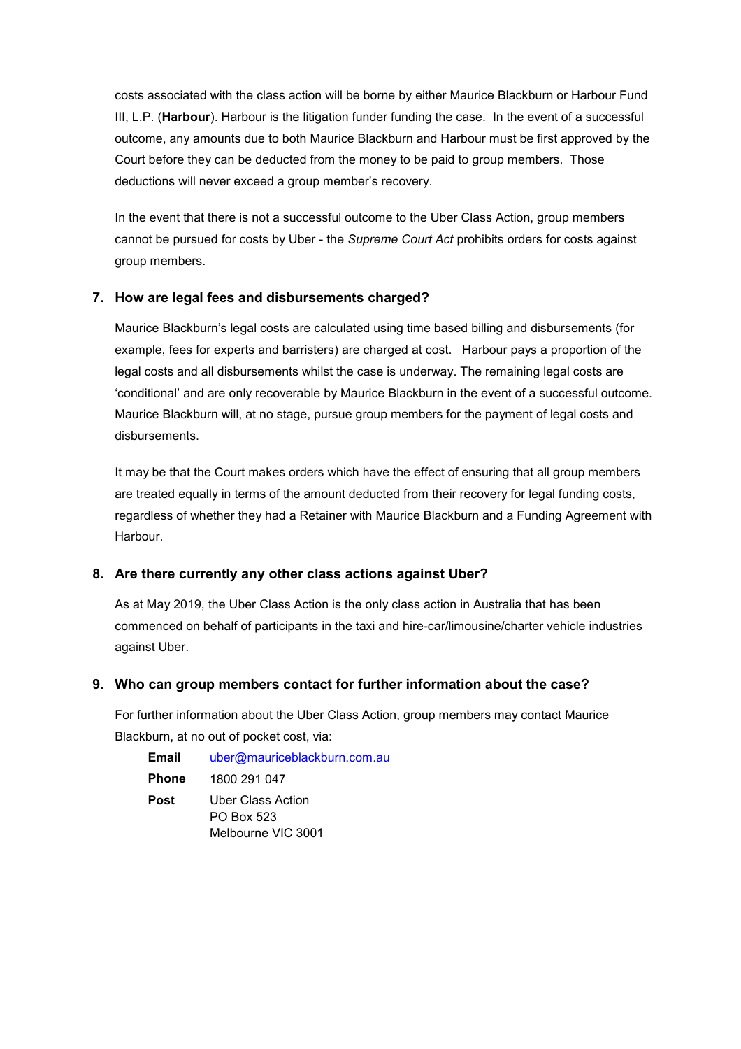costs associated with the class action will be borne by either Maurice Blackburn or Harbour Fund III, L.P. (**Harbour**). Harbour is the litigation funder funding the case. In the event of a successful outcome, any amounts due to both Maurice Blackburn and Harbour must be first approved by the Court before they can be deducted from the money to be paid to group members. Those deductions will never exceed a group member's recovery.

In the event that there is not a successful outcome to the Uber Class Action, group members cannot be pursued for costs by Uber - the *Supreme Court Act* prohibits orders for costs against group members.

### 7. How are legal fees and disbursements charged?

Maurice Blackburn's legal costs are calculated using time based billing and disbursements (for example, fees for experts and barristers) are charged at cost. Harbour pays a proportion of the legal costs and all disbursements whilst the case is underway. The remaining legal costs are 'conditional' and are only recoverable by Maurice Blackburn in the event of a successful outcome. Maurice Blackburn will, at no stage, pursue group members for the payment of legal costs and disbursements.

It may be that the Court makes orders which have the effect of ensuring that all group members are treated equally in terms of the amount deducted from their recovery for legal funding costs, regardless of whether they had a Retainer with Maurice Blackburn and a Funding Agreement with Harbour.

### 8. Are there currently any other class actions against Uber?

As at May 2019, the Uber Class Action is the only class action in Australia that has been commenced on behalf of participants in the taxi and hire-car/limousine/charter vehicle industries against Uber.

### 9. Who can group members contact for further information about the case?

For further information about the Uber Class Action, group members may contact Maurice Blackburn, at no out of pocket cost, via:

| | |
|---|---|
| **Email** | uber@mauriceblackburn.com.au |
| **Phone** | 1800 291 047 |
| **Post** | Uber Class Action<br>PO Box 523<br>Melbourne VIC 3001 |